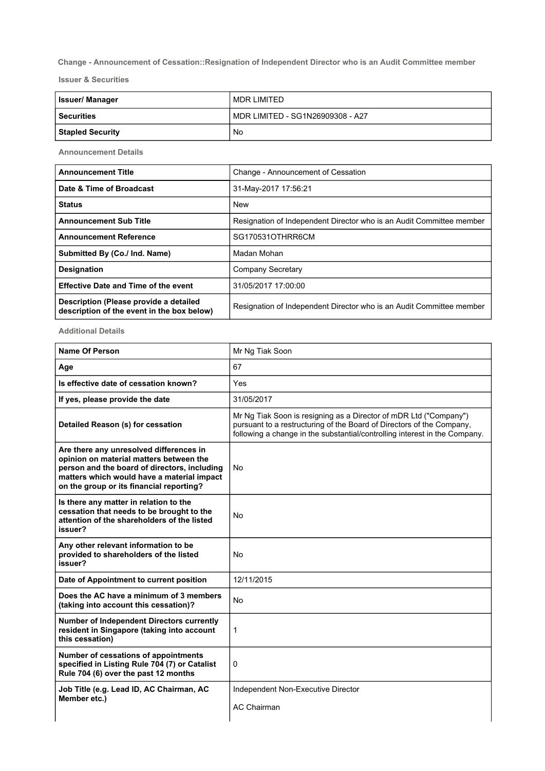## Change - Announcement of Cessation::Resignation of Independent Director who is an Audit Committee member

### Issuer & Securities

| Issuer/ Manager | MDR LIMITED |
|---|---|
| Securities | MDR LIMITED - SG1N26909308 - A27 |
| Stapled Security | No |

### Announcement Details

| Announcement Title | Change - Announcement of Cessation |
|---|---|
| Date & Time of Broadcast | 31-May-2017 17:56:21 |
| Status | New |
| Announcement Sub Title | Resignation of Independent Director who is an Audit Committee member |
| Announcement Reference | SG170531OTHRR6CM |
| Submitted By (Co./ Ind. Name) | Madan Mohan |
| Designation | Company Secretary |
| Effective Date and Time of the event | 31/05/2017 17:00:00 |
| Description (Please provide a detailed description of the event in the box below) | Resignation of Independent Director who is an Audit Committee member |

### Additional Details

| Name Of Person | Mr Ng Tiak Soon |
|---|---|
| Age | 67 |
| Is effective date of cessation known? | Yes |
| If yes, please provide the date | 31/05/2017 |
| Detailed Reason (s) for cessation | Mr Ng Tiak Soon is resigning as a Director of mDR Ltd ("Company") pursuant to a restructuring of the Board of Directors of the Company, following a change in the substantial/controlling interest in the Company. |
| Are there any unresolved differences in opinion on material matters between the person and the board of directors, including matters which would have a material impact on the group or its financial reporting? | No |
| Is there any matter in relation to the cessation that needs to be brought to the attention of the shareholders of the listed issuer? | No |
| Any other relevant information to be provided to shareholders of the listed issuer? | No |
| Date of Appointment to current position | 12/11/2015 |
| Does the AC have a minimum of 3 members (taking into account this cessation)? | No |
| Number of Independent Directors currently resident in Singapore (taking into account this cessation) | 1 |
| Number of cessations of appointments specified in Listing Rule 704 (7) or Catalist Rule 704 (6) over the past 12 months | 0 |
| Job Title (e.g. Lead ID, AC Chairman, AC Member etc.) | Independent Non-Executive Director<br><br>AC Chairman |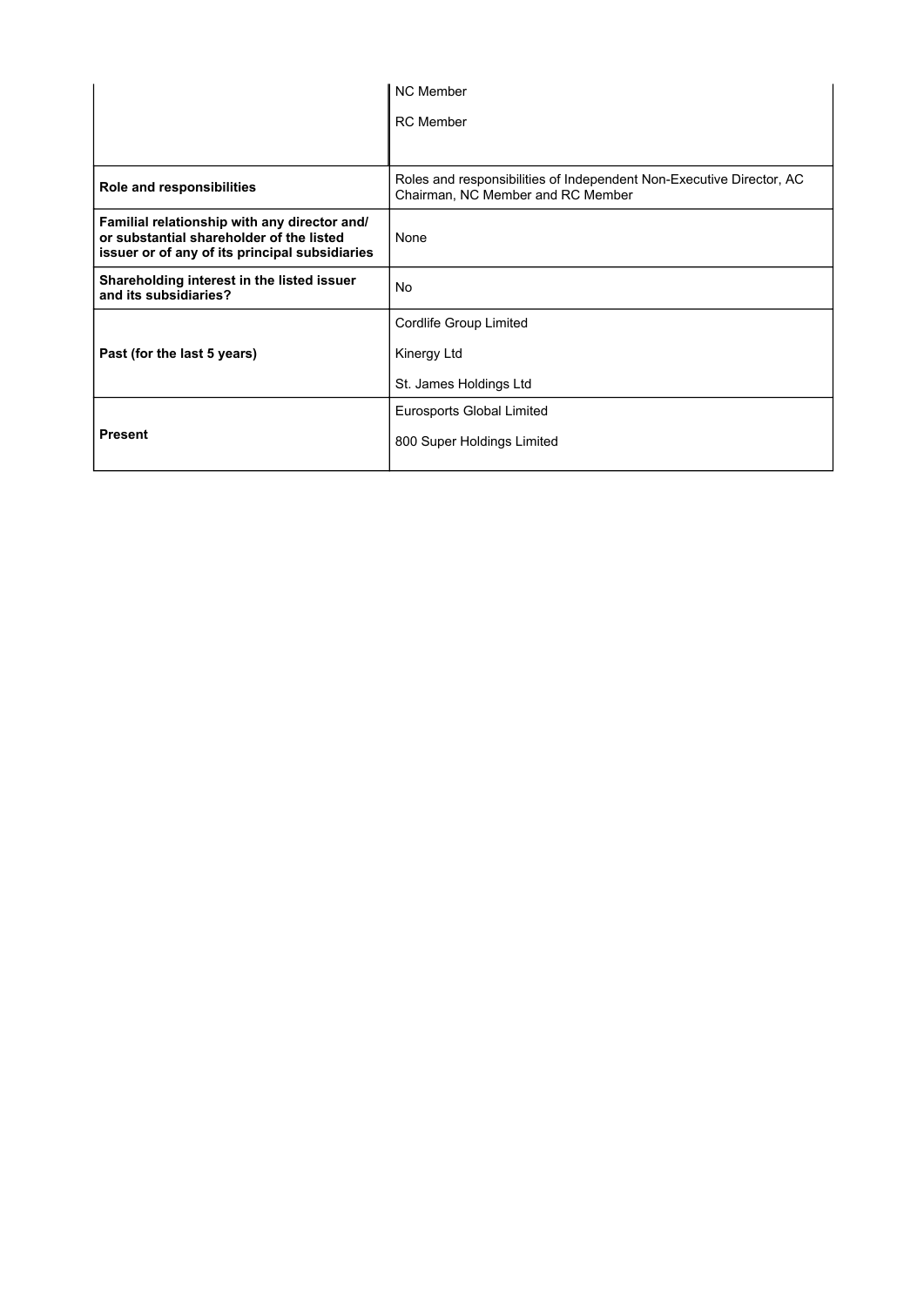| | |
|---|---|
| | NC Member<br><br>RC Member |
| **Role and responsibilities** | Roles and responsibilities of Independent Non-Executive Director, AC Chairman, NC Member and RC Member |
| **Familial relationship with any director and/ or substantial shareholder of the listed issuer or of any of its principal subsidiaries** | None |
| **Shareholding interest in the listed issuer and its subsidiaries?** | No |
| **Past (for the last 5 years)** | Cordlife Group Limited<br><br>Kinergy Ltd<br><br>St. James Holdings Ltd |
| **Present** | Eurosports Global Limited<br><br>800 Super Holdings Limited |